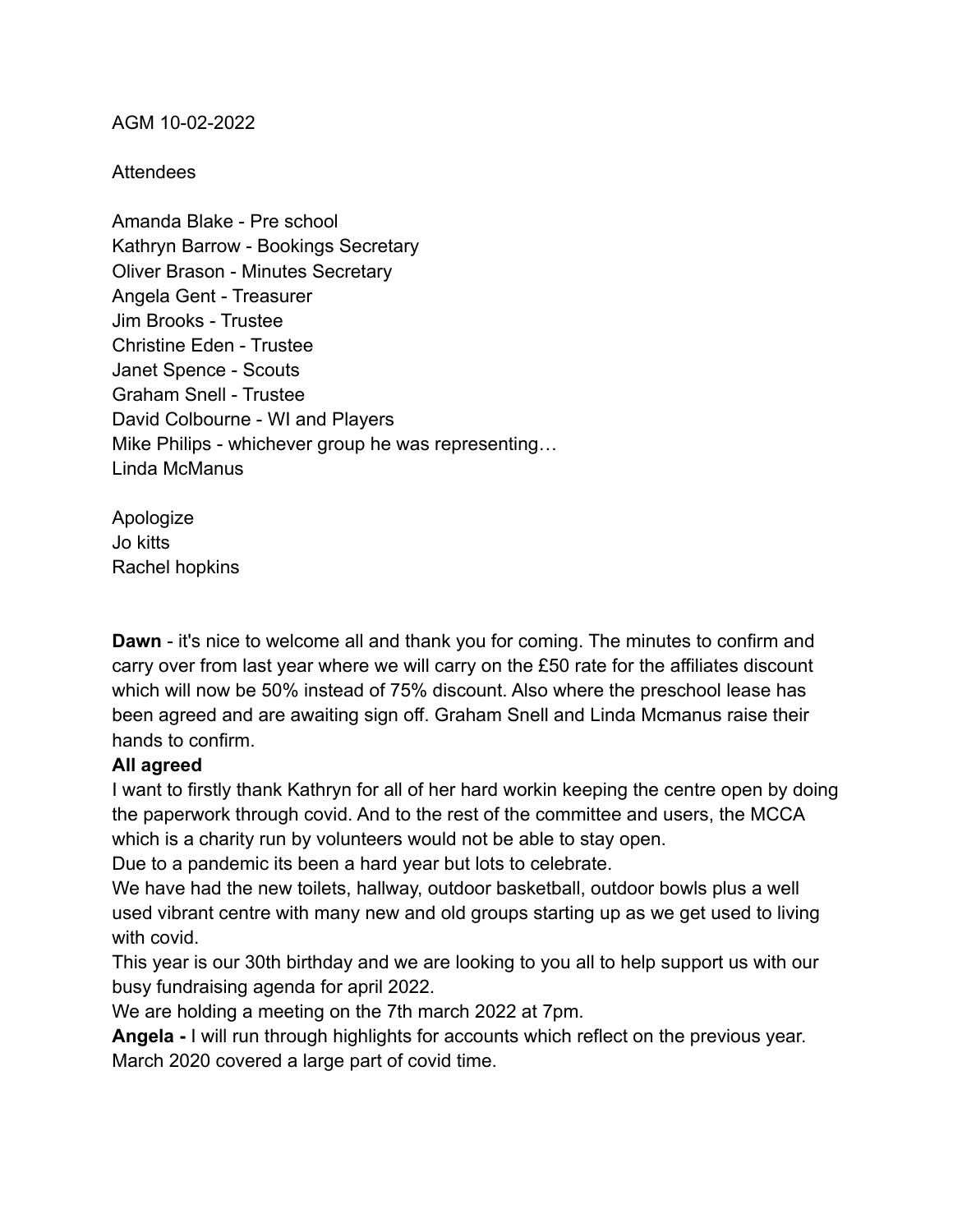AGM 10-02-2022

Attendees

Amanda Blake - Pre school
Kathryn Barrow - Bookings Secretary
Oliver Brason - Minutes Secretary
Angela Gent - Treasurer
Jim Brooks - Trustee
Christine Eden - Trustee
Janet Spence - Scouts
Graham Snell - Trustee
David Colbourne - WI and Players
Mike Philips - whichever group he was representing…
Linda McManus

Apologize
Jo kitts
Rachel hopkins

**Dawn** - it's nice to welcome all and thank you for coming. The minutes to confirm and carry over from last year where we will carry on the £50 rate for the affiliates discount which will now be 50% instead of 75% discount. Also where the preschool lease has been agreed and are awaiting sign off. Graham Snell and Linda Mcmanus raise their hands to confirm.

**All agreed**

I want to firstly thank Kathryn for all of her hard workin keeping the centre open by doing the paperwork through covid. And to the rest of the committee and users, the MCCA which is a charity run by volunteers would not be able to stay open.

Due to a pandemic its been a hard year but lots to celebrate.

We have had the new toilets, hallway, outdoor basketball, outdoor bowls plus a well used vibrant centre with many new and old groups starting up as we get used to living with covid.

This year is our 30th birthday and we are looking to you all to help support us with our busy fundraising agenda for april 2022.

We are holding a meeting on the 7th march 2022 at 7pm.

**Angela -** I will run through highlights for accounts which reflect on the previous year. March 2020 covered a large part of covid time.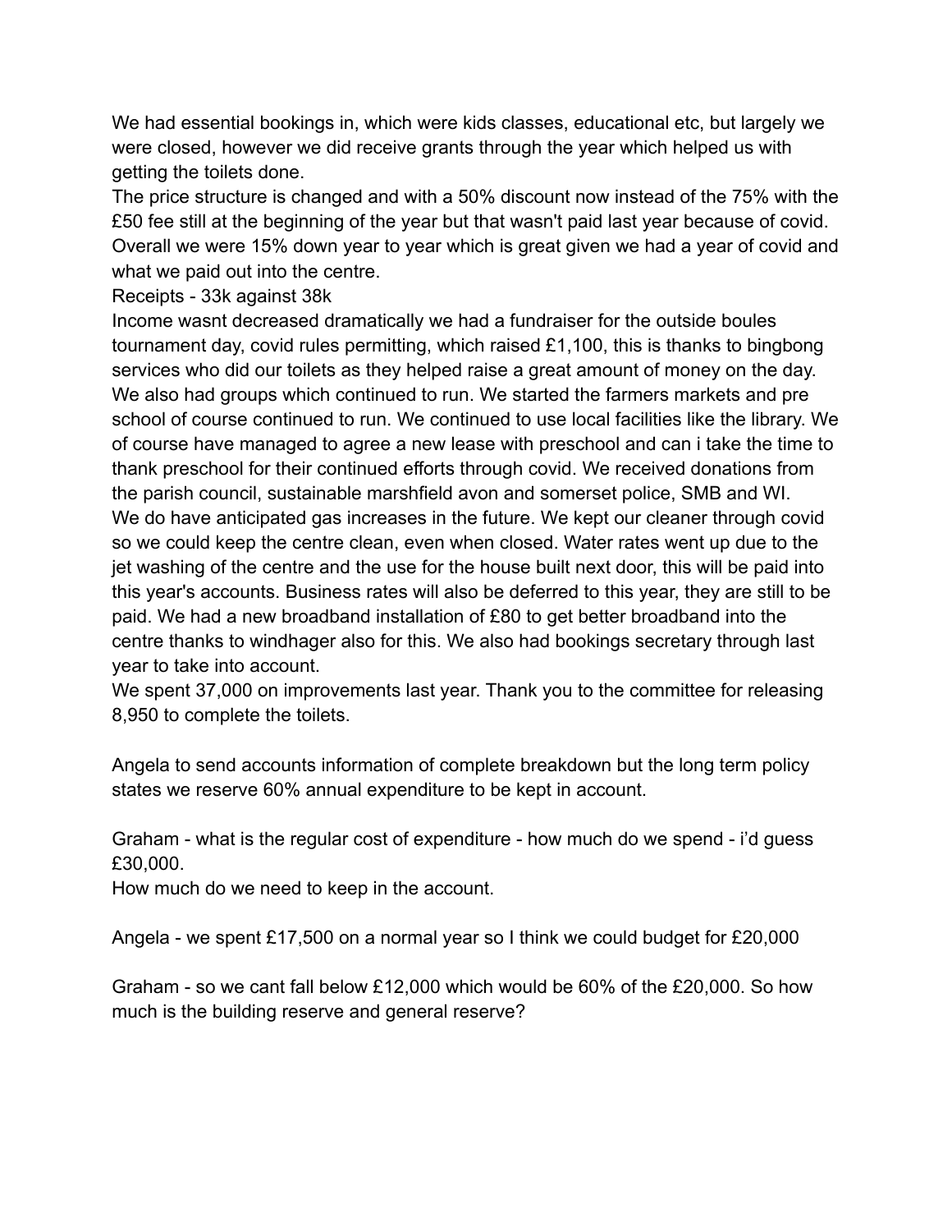We had essential bookings in, which were kids classes, educational etc, but largely we were closed, however we did receive grants through the year which helped us with getting the toilets done.
The price structure is changed and with a 50% discount now instead of the 75% with the £50 fee still at the beginning of the year but that wasn't paid last year because of covid. Overall we were 15% down year to year which is great given we had a year of covid and what we paid out into the centre.
Receipts - 33k against 38k
Income wasnt decreased dramatically we had a fundraiser for the outside boules tournament day, covid rules permitting, which raised £1,100, this is thanks to bingbong services who did our toilets as they helped raise a great amount of money on the day. We also had groups which continued to run. We started the farmers markets and pre school of course continued to run. We continued to use local facilities like the library. We of course have managed to agree a new lease with preschool and can i take the time to thank preschool for their continued efforts through covid. We received donations from the parish council, sustainable marshfield avon and somerset police, SMB and WI.
We do have anticipated gas increases in the future. We kept our cleaner through covid so we could keep the centre clean, even when closed. Water rates went up due to the jet washing of the centre and the use for the house built next door, this will be paid into this year's accounts. Business rates will also be deferred to this year, they are still to be paid. We had a new broadband installation of £80 to get better broadband into the centre thanks to windhager also for this. We also had bookings secretary through last year to take into account.
We spent 37,000 on improvements last year. Thank you to the committee for releasing 8,950 to complete the toilets.

Angela to send accounts information of complete breakdown but the long term policy states we reserve 60% annual expenditure to be kept in account.

Graham - what is the regular cost of expenditure - how much do we spend - i'd guess £30,000.
How much do we need to keep in the account.

Angela - we spent £17,500 on a normal year so I think we could budget for £20,000

Graham - so we cant fall below £12,000 which would be 60% of the £20,000. So how much is the building reserve and general reserve?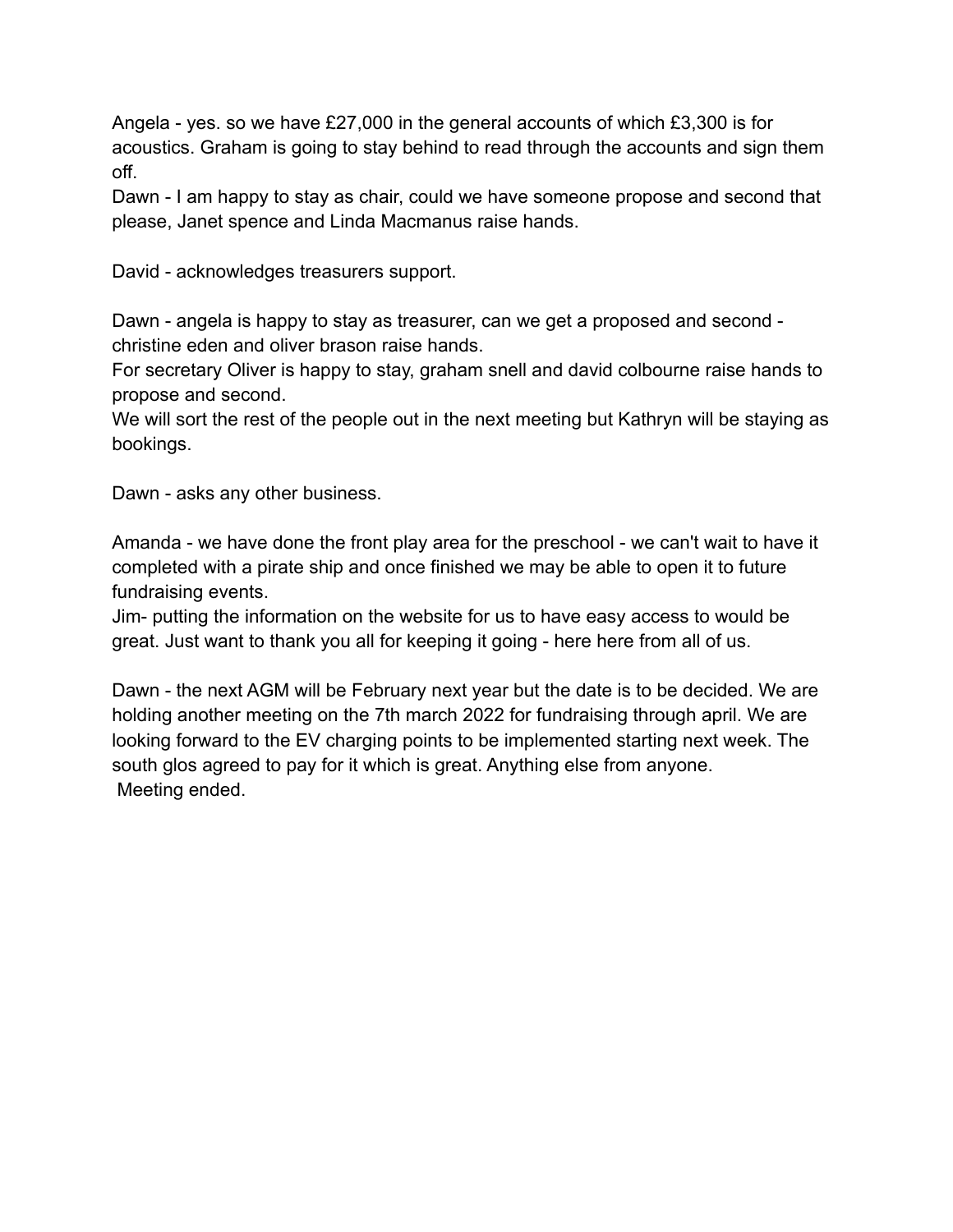Angela - yes. so we have £27,000 in the general accounts of which £3,300 is for acoustics. Graham is going to stay behind to read through the accounts and sign them off.
Dawn - I am happy to stay as chair, could we have someone propose and second that please, Janet spence and Linda Macmanus raise hands.

David - acknowledges treasurers support.

Dawn - angela is happy to stay as treasurer, can we get a proposed and second - christine eden and oliver brason raise hands.
For secretary Oliver is happy to stay, graham snell and david colbourne raise hands to propose and second.
We will sort the rest of the people out in the next meeting but Kathryn will be staying as bookings.

Dawn - asks any other business.

Amanda - we have done the front play area for the preschool - we can't wait to have it completed with a pirate ship and once finished we may be able to open it to future fundraising events.
Jim- putting the information on the website for us to have easy access to would be great. Just want to thank you all for keeping it going - here here from all of us.

Dawn - the next AGM will be February next year but the date is to be decided. We are holding another meeting on the 7th march 2022 for fundraising through april. We are looking forward to the EV charging points to be implemented starting next week. The south glos agreed to pay for it which is great. Anything else from anyone.
Meeting ended.